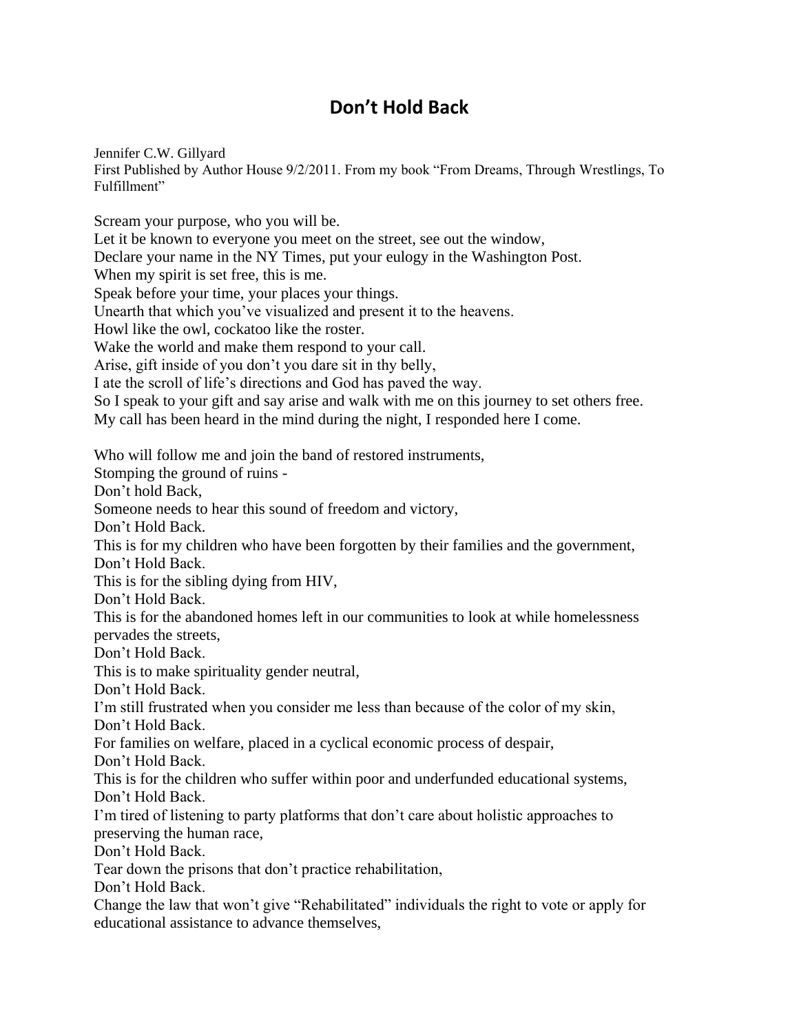# Don't Hold Back

Jennifer C.W. Gillyard
First Published by Author House 9/2/2011. From my book "From Dreams, Through Wrestlings, To Fulfillment"

Scream your purpose, who you will be.
Let it be known to everyone you meet on the street, see out the window,
Declare your name in the NY Times, put your eulogy in the Washington Post.
When my spirit is set free, this is me.
Speak before your time, your places your things.
Unearth that which you've visualized and present it to the heavens.
Howl like the owl, cockatoo like the roster.
Wake the world and make them respond to your call.
Arise, gift inside of you don't you dare sit in thy belly,
I ate the scroll of life's directions and God has paved the way.
So I speak to your gift and say arise and walk with me on this journey to set others free.
My call has been heard in the mind during the night, I responded here I come.

Who will follow me and join the band of restored instruments,
Stomping the ground of ruins -
Don't hold Back,
Someone needs to hear this sound of freedom and victory,
Don't Hold Back.
This is for my children who have been forgotten by their families and the government,
Don't Hold Back.
This is for the sibling dying from HIV,
Don't Hold Back.
This is for the abandoned homes left in our communities to look at while homelessness pervades the streets,
Don't Hold Back.
This is to make spirituality gender neutral,
Don't Hold Back.
I'm still frustrated when you consider me less than because of the color of my skin,
Don't Hold Back.
For families on welfare, placed in a cyclical economic process of despair,
Don't Hold Back.
This is for the children who suffer within poor and underfunded educational systems,
Don't Hold Back.
I'm tired of listening to party platforms that don't care about holistic approaches to preserving the human race,
Don't Hold Back.
Tear down the prisons that don't practice rehabilitation,
Don't Hold Back.
Change the law that won't give "Rehabilitated" individuals the right to vote or apply for educational assistance to advance themselves,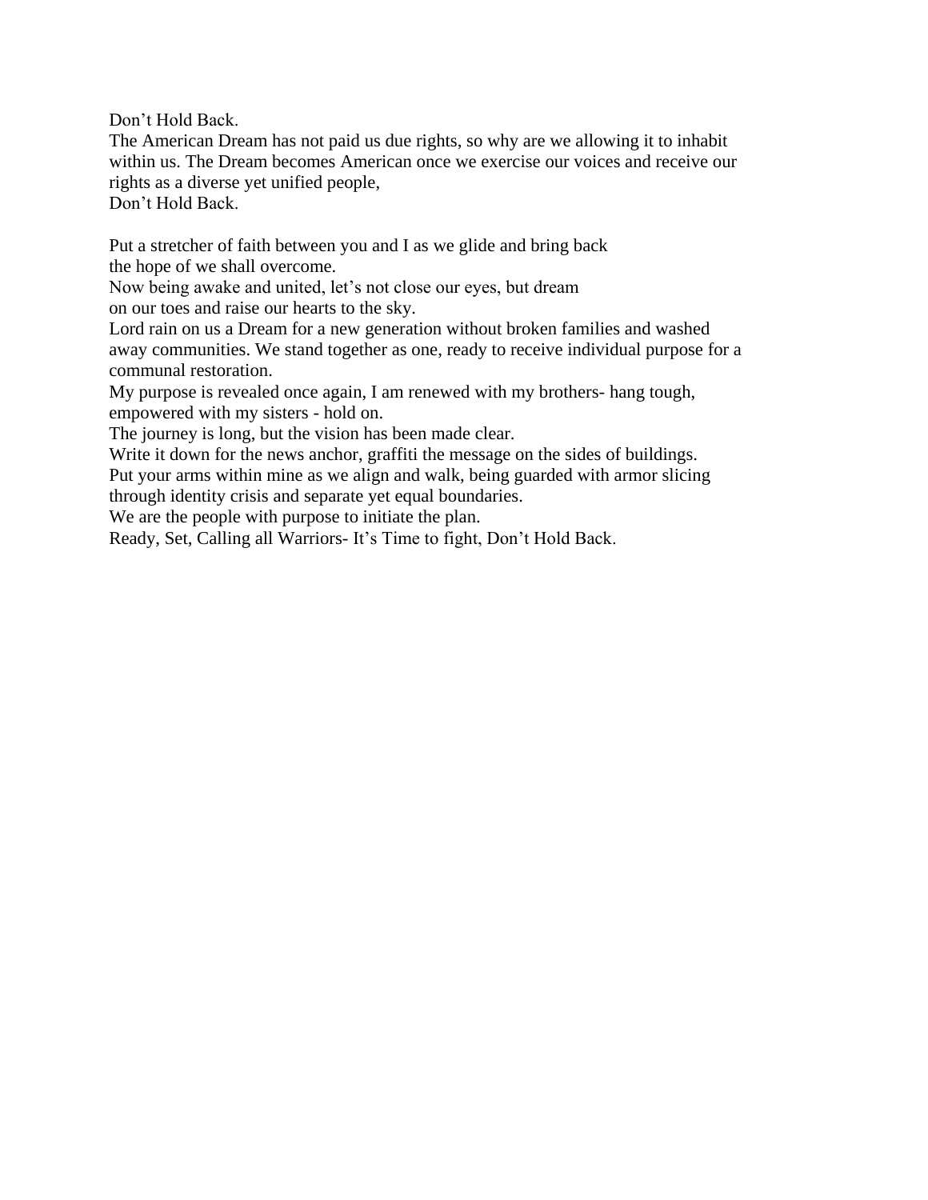Don’t Hold Back.
The American Dream has not paid us due rights, so why are we allowing it to inhabit within us. The Dream becomes American once we exercise our voices and receive our rights as a diverse yet unified people,
Don’t Hold Back.

Put a stretcher of faith between you and I as we glide and bring back
the hope of we shall overcome.
Now being awake and united, let’s not close our eyes, but dream
on our toes and raise our hearts to the sky.
Lord rain on us a Dream for a new generation without broken families and washed away communities. We stand together as one, ready to receive individual purpose for a communal restoration.
My purpose is revealed once again, I am renewed with my brothers- hang tough, empowered with my sisters - hold on.
The journey is long, but the vision has been made clear.
Write it down for the news anchor, graffiti the message on the sides of buildings.
Put your arms within mine as we align and walk, being guarded with armor slicing through identity crisis and separate yet equal boundaries.
We are the people with purpose to initiate the plan.
Ready, Set, Calling all Warriors- It’s Time to fight, Don’t Hold Back.